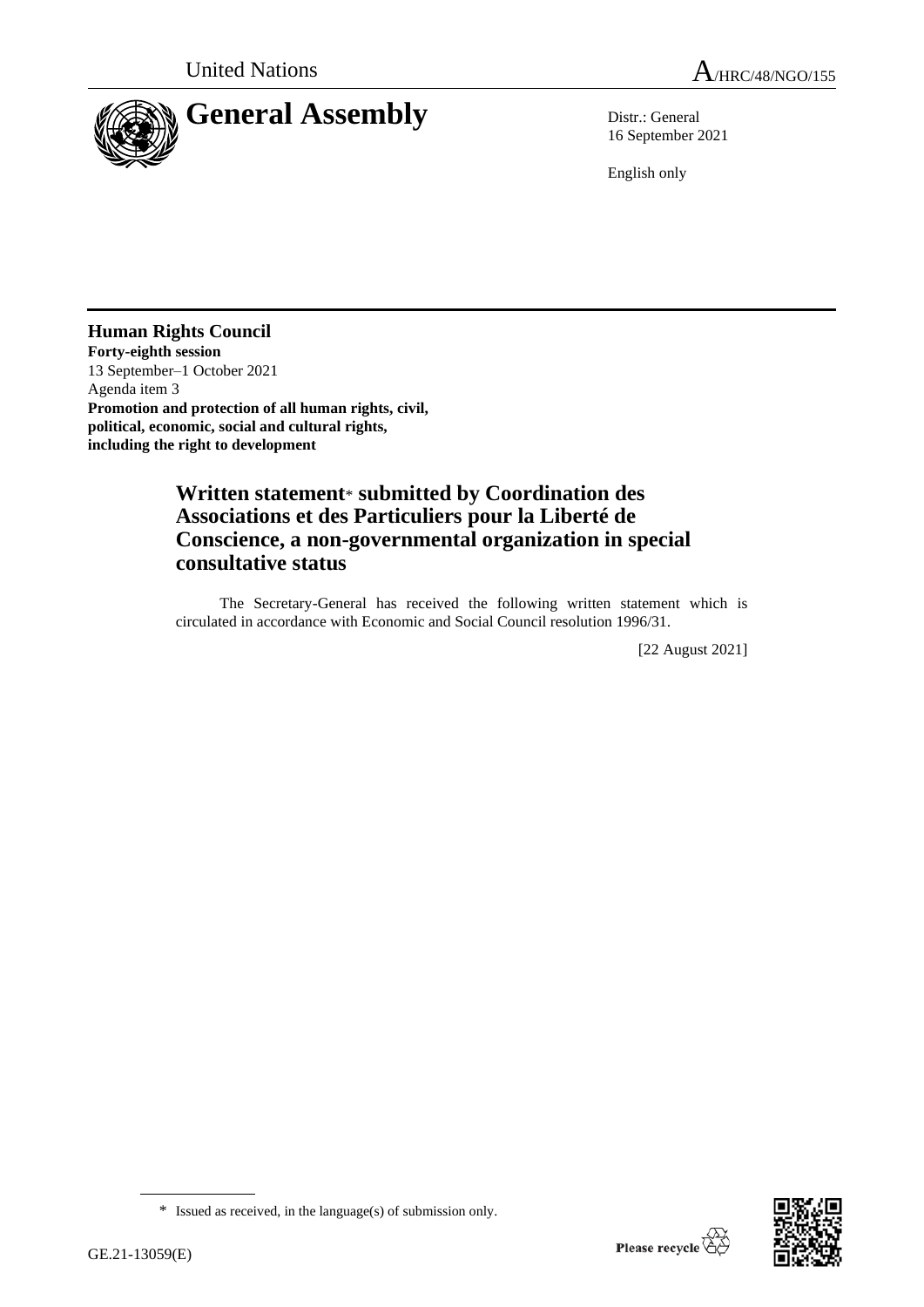United Nations A/HRC/48/NGO/155

# General Assembly

Distr.: General
16 September 2021

English only

**Human Rights Council**
**Forty-eighth session**
13 September–1 October 2021
Agenda item 3
**Promotion and protection of all human rights, civil, political, economic, social and cultural rights, including the right to development**

## Written statement* submitted by Coordination des Associations et des Particuliers pour la Liberté de Conscience, a non-governmental organization in special consultative status

The Secretary-General has received the following written statement which is circulated in accordance with Economic and Social Council resolution 1996/31.

[22 August 2021]

\* Issued as received, in the language(s) of submission only.

GE.21-13059(E)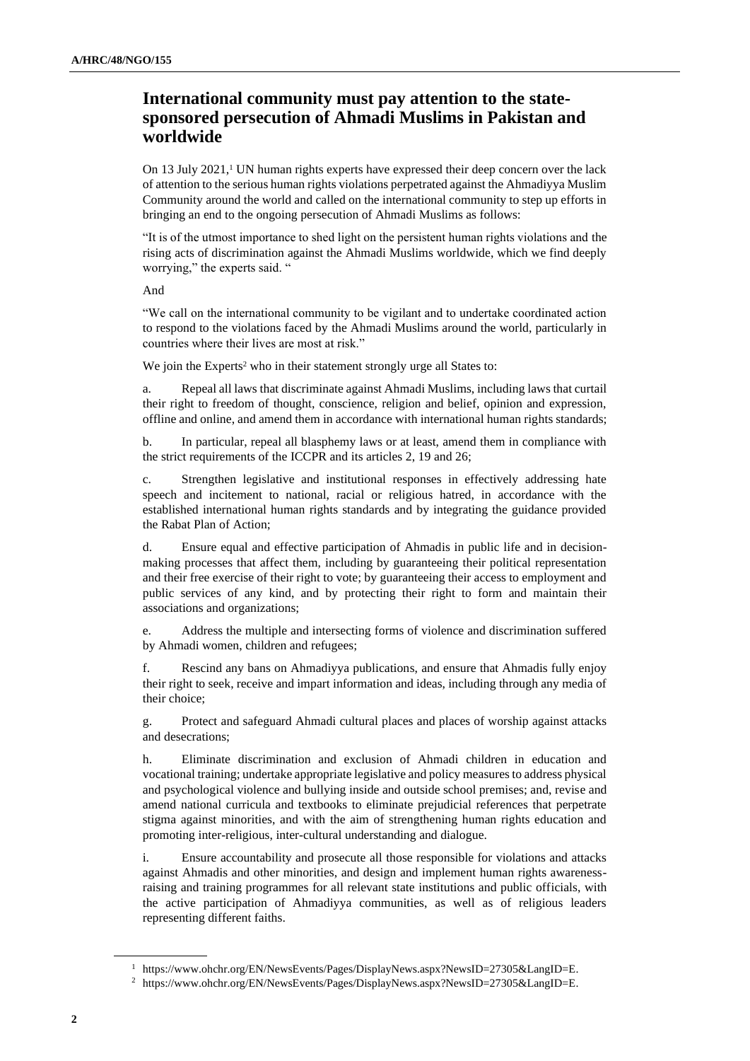## International community must pay attention to the state-sponsored persecution of Ahmadi Muslims in Pakistan and worldwide

On 13 July 2021,[1] UN human rights experts have expressed their deep concern over the lack of attention to the serious human rights violations perpetrated against the Ahmadiyya Muslim Community around the world and called on the international community to step up efforts in bringing an end to the ongoing persecution of Ahmadi Muslims as follows:

"It is of the utmost importance to shed light on the persistent human rights violations and the rising acts of discrimination against the Ahmadi Muslims worldwide, which we find deeply worrying," the experts said. "

And

"We call on the international community to be vigilant and to undertake coordinated action to respond to the violations faced by the Ahmadi Muslims around the world, particularly in countries where their lives are most at risk."

We join the Experts[2] who in their statement strongly urge all States to:

a. Repeal all laws that discriminate against Ahmadi Muslims, including laws that curtail their right to freedom of thought, conscience, religion and belief, opinion and expression, offline and online, and amend them in accordance with international human rights standards;

b. In particular, repeal all blasphemy laws or at least, amend them in compliance with the strict requirements of the ICCPR and its articles 2, 19 and 26;

c. Strengthen legislative and institutional responses in effectively addressing hate speech and incitement to national, racial or religious hatred, in accordance with the established international human rights standards and by integrating the guidance provided the Rabat Plan of Action;

d. Ensure equal and effective participation of Ahmadis in public life and in decision-making processes that affect them, including by guaranteeing their political representation and their free exercise of their right to vote; by guaranteeing their access to employment and public services of any kind, and by protecting their right to form and maintain their associations and organizations;

e. Address the multiple and intersecting forms of violence and discrimination suffered by Ahmadi women, children and refugees;

f. Rescind any bans on Ahmadiyya publications, and ensure that Ahmadis fully enjoy their right to seek, receive and impart information and ideas, including through any media of their choice;

g. Protect and safeguard Ahmadi cultural places and places of worship against attacks and desecrations;

h. Eliminate discrimination and exclusion of Ahmadi children in education and vocational training; undertake appropriate legislative and policy measures to address physical and psychological violence and bullying inside and outside school premises; and, revise and amend national curricula and textbooks to eliminate prejudicial references that perpetrate stigma against minorities, and with the aim of strengthening human rights education and promoting inter-religious, inter-cultural understanding and dialogue.

i. Ensure accountability and prosecute all those responsible for violations and attacks against Ahmadis and other minorities, and design and implement human rights awareness-raising and training programmes for all relevant state institutions and public officials, with the active participation of Ahmadiyya communities, as well as of religious leaders representing different faiths.

---

[1] https://www.ohchr.org/EN/NewsEvents/Pages/DisplayNews.aspx?NewsID=27305&LangID=E.

[2] https://www.ohchr.org/EN/NewsEvents/Pages/DisplayNews.aspx?NewsID=27305&LangID=E.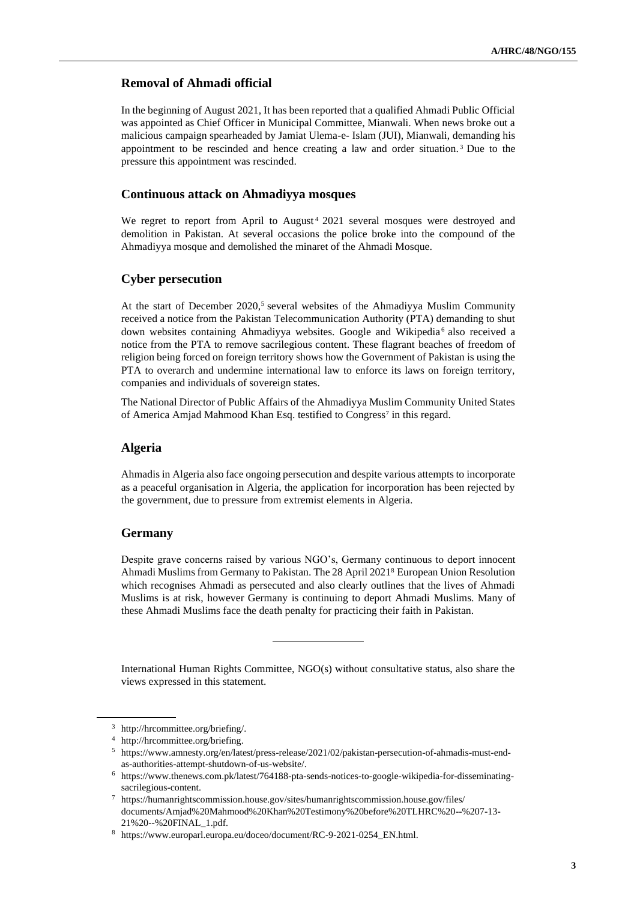### Removal of Ahmadi official

In the beginning of August 2021, It has been reported that a qualified Ahmadi Public Official was appointed as Chief Officer in Municipal Committee, Mianwali. When news broke out a malicious campaign spearheaded by Jamiat Ulema-e- Islam (JUI), Mianwali, demanding his appointment to be rescinded and hence creating a law and order situation.[3] Due to the pressure this appointment was rescinded.

### Continuous attack on Ahmadiyya mosques

We regret to report from April to August[4] 2021 several mosques were destroyed and demolition in Pakistan. At several occasions the police broke into the compound of the Ahmadiyya mosque and demolished the minaret of the Ahmadi Mosque.

### Cyber persecution

At the start of December 2020,[5] several websites of the Ahmadiyya Muslim Community received a notice from the Pakistan Telecommunication Authority (PTA) demanding to shut down websites containing Ahmadiyya websites. Google and Wikipedia[6] also received a notice from the PTA to remove sacrilegious content. These flagrant beaches of freedom of religion being forced on foreign territory shows how the Government of Pakistan is using the PTA to overarch and undermine international law to enforce its laws on foreign territory, companies and individuals of sovereign states.

The National Director of Public Affairs of the Ahmadiyya Muslim Community United States of America Amjad Mahmood Khan Esq. testified to Congress[7] in this regard.

## Algeria

Ahmadis in Algeria also face ongoing persecution and despite various attempts to incorporate as a peaceful organisation in Algeria, the application for incorporation has been rejected by the government, due to pressure from extremist elements in Algeria.

## Germany

Despite grave concerns raised by various NGO's, Germany continuous to deport innocent Ahmadi Muslims from Germany to Pakistan. The 28 April 2021[8] European Union Resolution which recognises Ahmadi as persecuted and also clearly outlines that the lives of Ahmadi Muslims is at risk, however Germany is continuing to deport Ahmadi Muslims. Many of these Ahmadi Muslims face the death penalty for practicing their faith in Pakistan.

---

International Human Rights Committee, NGO(s) without consultative status, also share the views expressed in this statement.

---

[3] http://hrcommittee.org/briefing/.

[4] http://hrcommittee.org/briefing.

[5] https://www.amnesty.org/en/latest/press-release/2021/02/pakistan-persecution-of-ahmadis-must-end-as-authorities-attempt-shutdown-of-us-website/.

[6] https://www.thenews.com.pk/latest/764188-pta-sends-notices-to-google-wikipedia-for-disseminating-sacrilegious-content.

[7] https://humanrightscommission.house.gov/sites/humanrightscommission.house.gov/files/documents/Amjad%20Mahmood%20Khan%20Testimony%20before%20TLHRC%20--%207-13-21%20--%20FINAL_1.pdf.

[8] https://www.europarl.europa.eu/doceo/document/RC-9-2021-0254_EN.html.